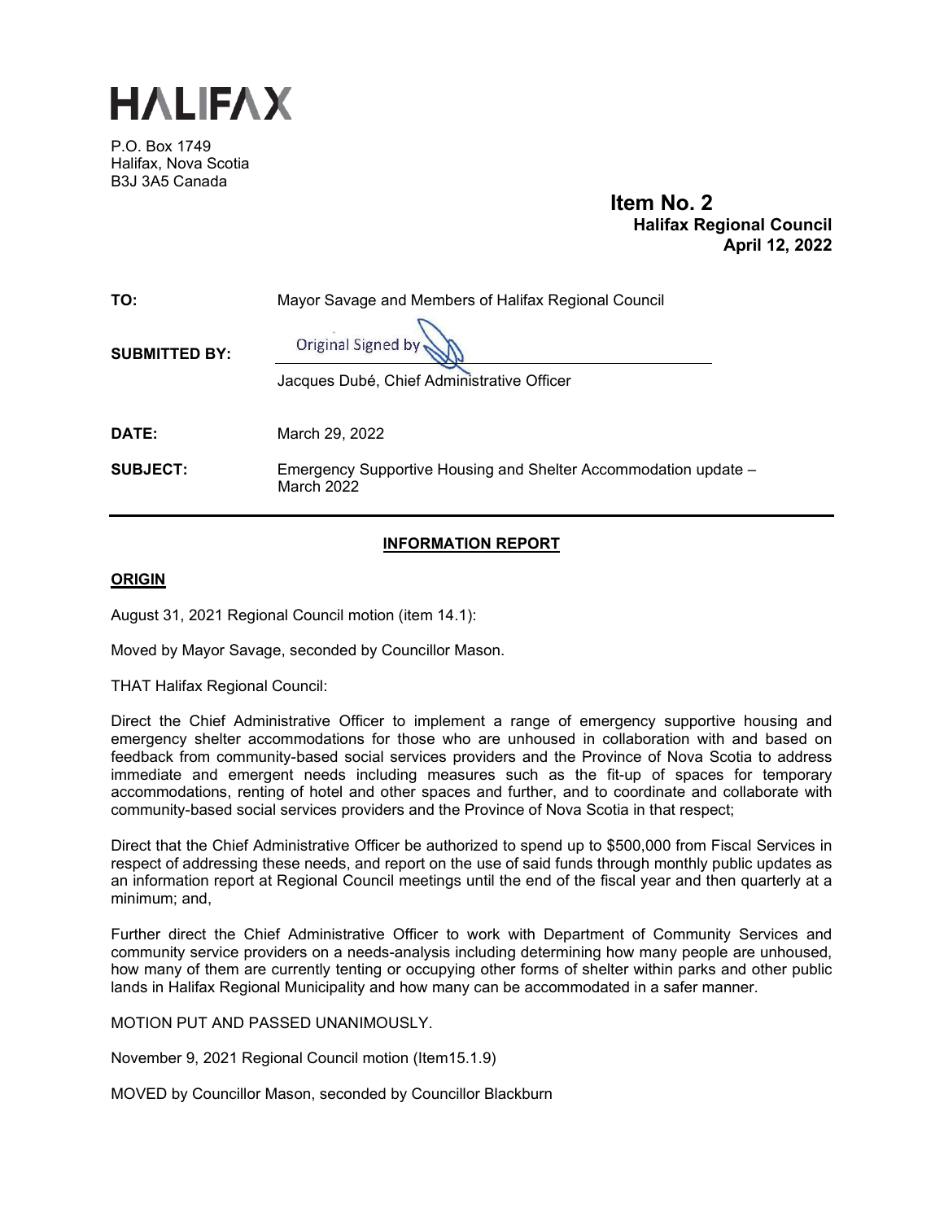# HALIFAX

P.O. Box 1749
Halifax, Nova Scotia
B3J 3A5 Canada

**Item No. 2**
**Halifax Regional Council**
**April 12, 2022**

| | |
|---|---|
| **TO:** | Mayor Savage and Members of Halifax Regional Council |
| **SUBMITTED BY:** | Original Signed by<br>Jacques Dubé, Chief Administrative Officer |
| **DATE:** | March 29, 2022 |
| **SUBJECT:** | Emergency Supportive Housing and Shelter Accommodation update – March 2022 |

## INFORMATION REPORT

### ORIGIN

August 31, 2021 Regional Council motion (item 14.1):

Moved by Mayor Savage, seconded by Councillor Mason.

THAT Halifax Regional Council:

Direct the Chief Administrative Officer to implement a range of emergency supportive housing and emergency shelter accommodations for those who are unhoused in collaboration with and based on feedback from community-based social services providers and the Province of Nova Scotia to address immediate and emergent needs including measures such as the fit-up of spaces for temporary accommodations, renting of hotel and other spaces and further, and to coordinate and collaborate with community-based social services providers and the Province of Nova Scotia in that respect;

Direct that the Chief Administrative Officer be authorized to spend up to $500,000 from Fiscal Services in respect of addressing these needs, and report on the use of said funds through monthly public updates as an information report at Regional Council meetings until the end of the fiscal year and then quarterly at a minimum; and,

Further direct the Chief Administrative Officer to work with Department of Community Services and community service providers on a needs-analysis including determining how many people are unhoused, how many of them are currently tenting or occupying other forms of shelter within parks and other public lands in Halifax Regional Municipality and how many can be accommodated in a safer manner.

MOTION PUT AND PASSED UNANIMOUSLY.

November 9, 2021 Regional Council motion (Item15.1.9)

MOVED by Councillor Mason, seconded by Councillor Blackburn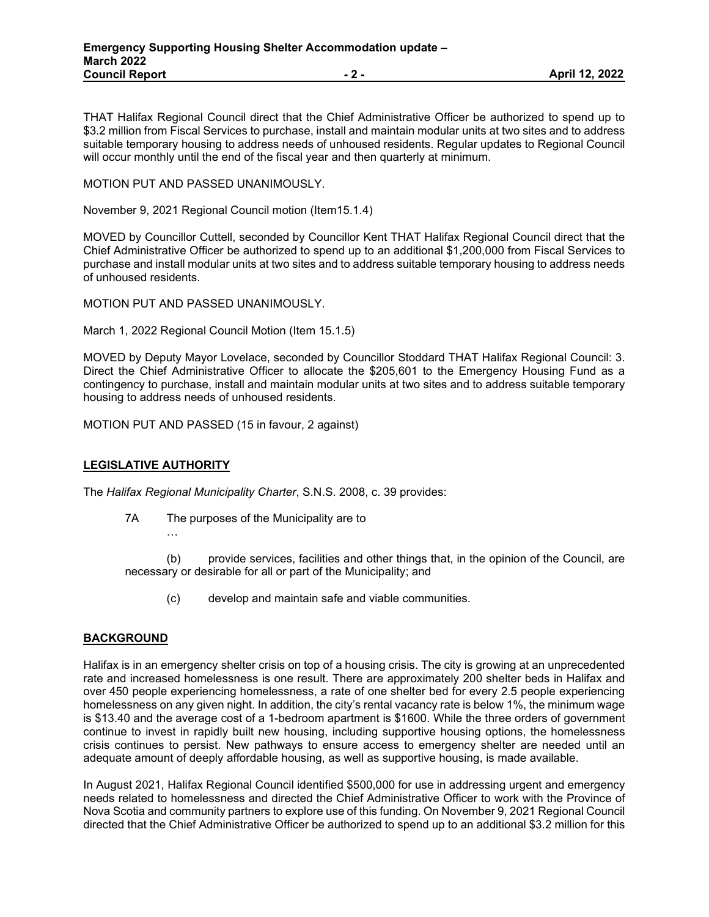THAT Halifax Regional Council direct that the Chief Administrative Officer be authorized to spend up to $3.2 million from Fiscal Services to purchase, install and maintain modular units at two sites and to address suitable temporary housing to address needs of unhoused residents. Regular updates to Regional Council will occur monthly until the end of the fiscal year and then quarterly at minimum.

MOTION PUT AND PASSED UNANIMOUSLY.

November 9, 2021 Regional Council motion (Item15.1.4)

MOVED by Councillor Cuttell, seconded by Councillor Kent THAT Halifax Regional Council direct that the Chief Administrative Officer be authorized to spend up to an additional $1,200,000 from Fiscal Services to purchase and install modular units at two sites and to address suitable temporary housing to address needs of unhoused residents.

MOTION PUT AND PASSED UNANIMOUSLY.

March 1, 2022 Regional Council Motion (Item 15.1.5)

MOVED by Deputy Mayor Lovelace, seconded by Councillor Stoddard THAT Halifax Regional Council: 3. Direct the Chief Administrative Officer to allocate the $205,601 to the Emergency Housing Fund as a contingency to purchase, install and maintain modular units at two sites and to address suitable temporary housing to address needs of unhoused residents.

MOTION PUT AND PASSED (15 in favour, 2 against)

## LEGISLATIVE AUTHORITY

The *Halifax Regional Municipality Charter*, S.N.S. 2008, c. 39 provides:

7A The purposes of the Municipality are to

…

(b) provide services, facilities and other things that, in the opinion of the Council, are necessary or desirable for all or part of the Municipality; and

(c) develop and maintain safe and viable communities.

## BACKGROUND

Halifax is in an emergency shelter crisis on top of a housing crisis. The city is growing at an unprecedented rate and increased homelessness is one result. There are approximately 200 shelter beds in Halifax and over 450 people experiencing homelessness, a rate of one shelter bed for every 2.5 people experiencing homelessness on any given night. In addition, the city's rental vacancy rate is below 1%, the minimum wage is $13.40 and the average cost of a 1-bedroom apartment is $1600. While the three orders of government continue to invest in rapidly built new housing, including supportive housing options, the homelessness crisis continues to persist. New pathways to ensure access to emergency shelter are needed until an adequate amount of deeply affordable housing, as well as supportive housing, is made available.

In August 2021, Halifax Regional Council identified $500,000 for use in addressing urgent and emergency needs related to homelessness and directed the Chief Administrative Officer to work with the Province of Nova Scotia and community partners to explore use of this funding. On November 9, 2021 Regional Council directed that the Chief Administrative Officer be authorized to spend up to an additional $3.2 million for this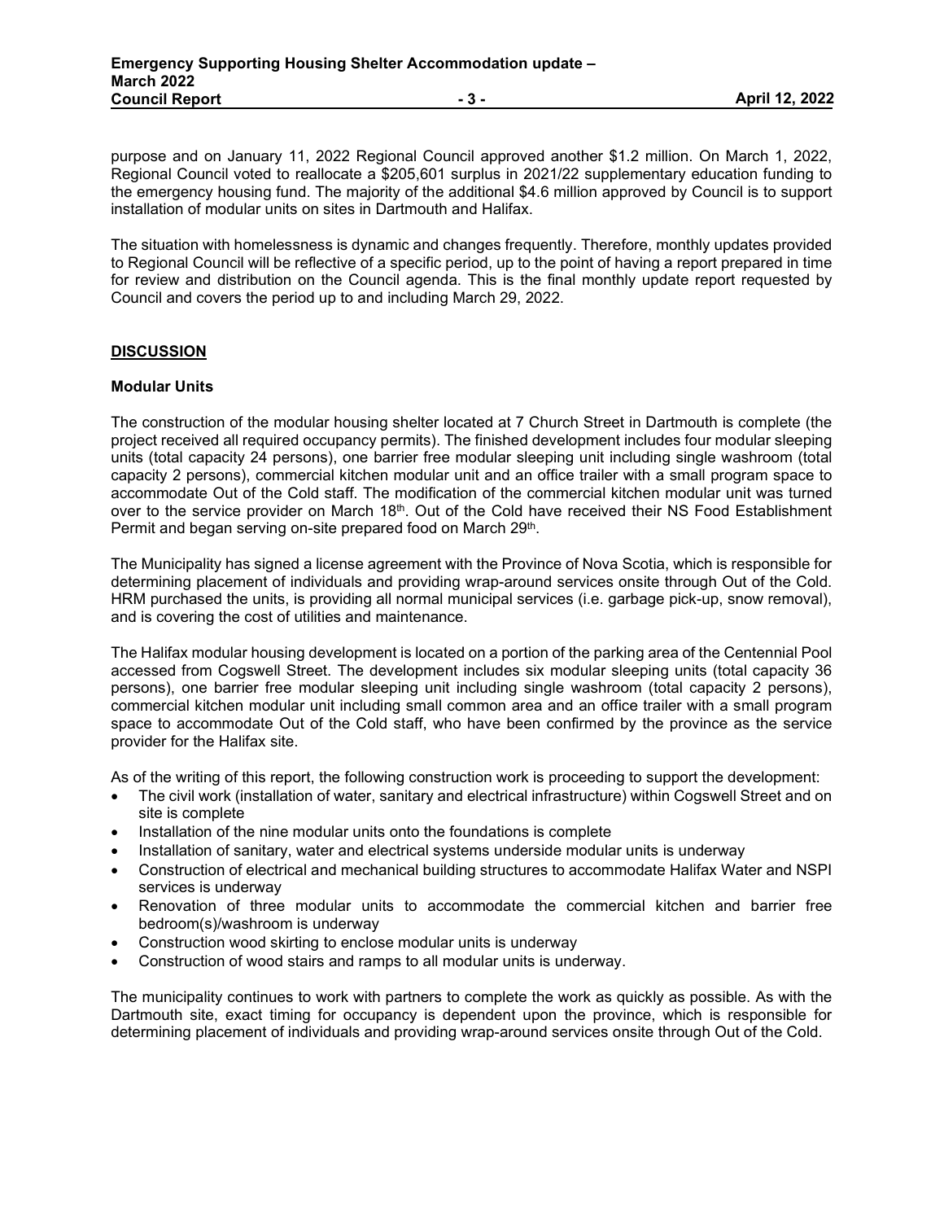purpose and on January 11, 2022 Regional Council approved another $1.2 million. On March 1, 2022, Regional Council voted to reallocate a $205,601 surplus in 2021/22 supplementary education funding to the emergency housing fund. The majority of the additional $4.6 million approved by Council is to support installation of modular units on sites in Dartmouth and Halifax.

The situation with homelessness is dynamic and changes frequently. Therefore, monthly updates provided to Regional Council will be reflective of a specific period, up to the point of having a report prepared in time for review and distribution on the Council agenda. This is the final monthly update report requested by Council and covers the period up to and including March 29, 2022.

## DISCUSSION

### Modular Units

The construction of the modular housing shelter located at 7 Church Street in Dartmouth is complete (the project received all required occupancy permits). The finished development includes four modular sleeping units (total capacity 24 persons), one barrier free modular sleeping unit including single washroom (total capacity 2 persons), commercial kitchen modular unit and an office trailer with a small program space to accommodate Out of the Cold staff. The modification of the commercial kitchen modular unit was turned over to the service provider on March 18th. Out of the Cold have received their NS Food Establishment Permit and began serving on-site prepared food on March 29th.

The Municipality has signed a license agreement with the Province of Nova Scotia, which is responsible for determining placement of individuals and providing wrap-around services onsite through Out of the Cold. HRM purchased the units, is providing all normal municipal services (i.e. garbage pick-up, snow removal), and is covering the cost of utilities and maintenance.

The Halifax modular housing development is located on a portion of the parking area of the Centennial Pool accessed from Cogswell Street. The development includes six modular sleeping units (total capacity 36 persons), one barrier free modular sleeping unit including single washroom (total capacity 2 persons), commercial kitchen modular unit including small common area and an office trailer with a small program space to accommodate Out of the Cold staff, who have been confirmed by the province as the service provider for the Halifax site.

As of the writing of this report, the following construction work is proceeding to support the development:

- The civil work (installation of water, sanitary and electrical infrastructure) within Cogswell Street and on site is complete
- Installation of the nine modular units onto the foundations is complete
- Installation of sanitary, water and electrical systems underside modular units is underway
- Construction of electrical and mechanical building structures to accommodate Halifax Water and NSPI services is underway
- Renovation of three modular units to accommodate the commercial kitchen and barrier free bedroom(s)/washroom is underway
- Construction wood skirting to enclose modular units is underway
- Construction of wood stairs and ramps to all modular units is underway.

The municipality continues to work with partners to complete the work as quickly as possible. As with the Dartmouth site, exact timing for occupancy is dependent upon the province, which is responsible for determining placement of individuals and providing wrap-around services onsite through Out of the Cold.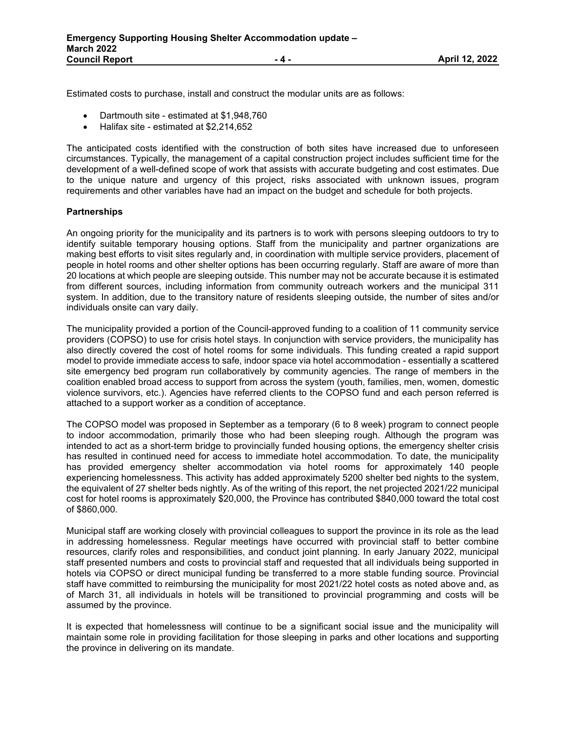Estimated costs to purchase, install and construct the modular units are as follows:

- Dartmouth site - estimated at $1,948,760
- Halifax site - estimated at $2,214,652

The anticipated costs identified with the construction of both sites have increased due to unforeseen circumstances. Typically, the management of a capital construction project includes sufficient time for the development of a well-defined scope of work that assists with accurate budgeting and cost estimates. Due to the unique nature and urgency of this project, risks associated with unknown issues, program requirements and other variables have had an impact on the budget and schedule for both projects.

**Partnerships**

An ongoing priority for the municipality and its partners is to work with persons sleeping outdoors to try to identify suitable temporary housing options. Staff from the municipality and partner organizations are making best efforts to visit sites regularly and, in coordination with multiple service providers, placement of people in hotel rooms and other shelter options has been occurring regularly. Staff are aware of more than 20 locations at which people are sleeping outside. This number may not be accurate because it is estimated from different sources, including information from community outreach workers and the municipal 311 system. In addition, due to the transitory nature of residents sleeping outside, the number of sites and/or individuals onsite can vary daily.

The municipality provided a portion of the Council-approved funding to a coalition of 11 community service providers (COPSO) to use for crisis hotel stays. In conjunction with service providers, the municipality has also directly covered the cost of hotel rooms for some individuals. This funding created a rapid support model to provide immediate access to safe, indoor space via hotel accommodation - essentially a scattered site emergency bed program run collaboratively by community agencies. The range of members in the coalition enabled broad access to support from across the system (youth, families, men, women, domestic violence survivors, etc.). Agencies have referred clients to the COPSO fund and each person referred is attached to a support worker as a condition of acceptance.

The COPSO model was proposed in September as a temporary (6 to 8 week) program to connect people to indoor accommodation, primarily those who had been sleeping rough. Although the program was intended to act as a short-term bridge to provincially funded housing options, the emergency shelter crisis has resulted in continued need for access to immediate hotel accommodation. To date, the municipality has provided emergency shelter accommodation via hotel rooms for approximately 140 people experiencing homelessness. This activity has added approximately 5200 shelter bed nights to the system, the equivalent of 27 shelter beds nightly. As of the writing of this report, the net projected 2021/22 municipal cost for hotel rooms is approximately $20,000, the Province has contributed $840,000 toward the total cost of $860,000.

Municipal staff are working closely with provincial colleagues to support the province in its role as the lead in addressing homelessness. Regular meetings have occurred with provincial staff to better combine resources, clarify roles and responsibilities, and conduct joint planning. In early January 2022, municipal staff presented numbers and costs to provincial staff and requested that all individuals being supported in hotels via COPSO or direct municipal funding be transferred to a more stable funding source. Provincial staff have committed to reimbursing the municipality for most 2021/22 hotel costs as noted above and, as of March 31, all individuals in hotels will be transitioned to provincial programming and costs will be assumed by the province.

It is expected that homelessness will continue to be a significant social issue and the municipality will maintain some role in providing facilitation for those sleeping in parks and other locations and supporting the province in delivering on its mandate.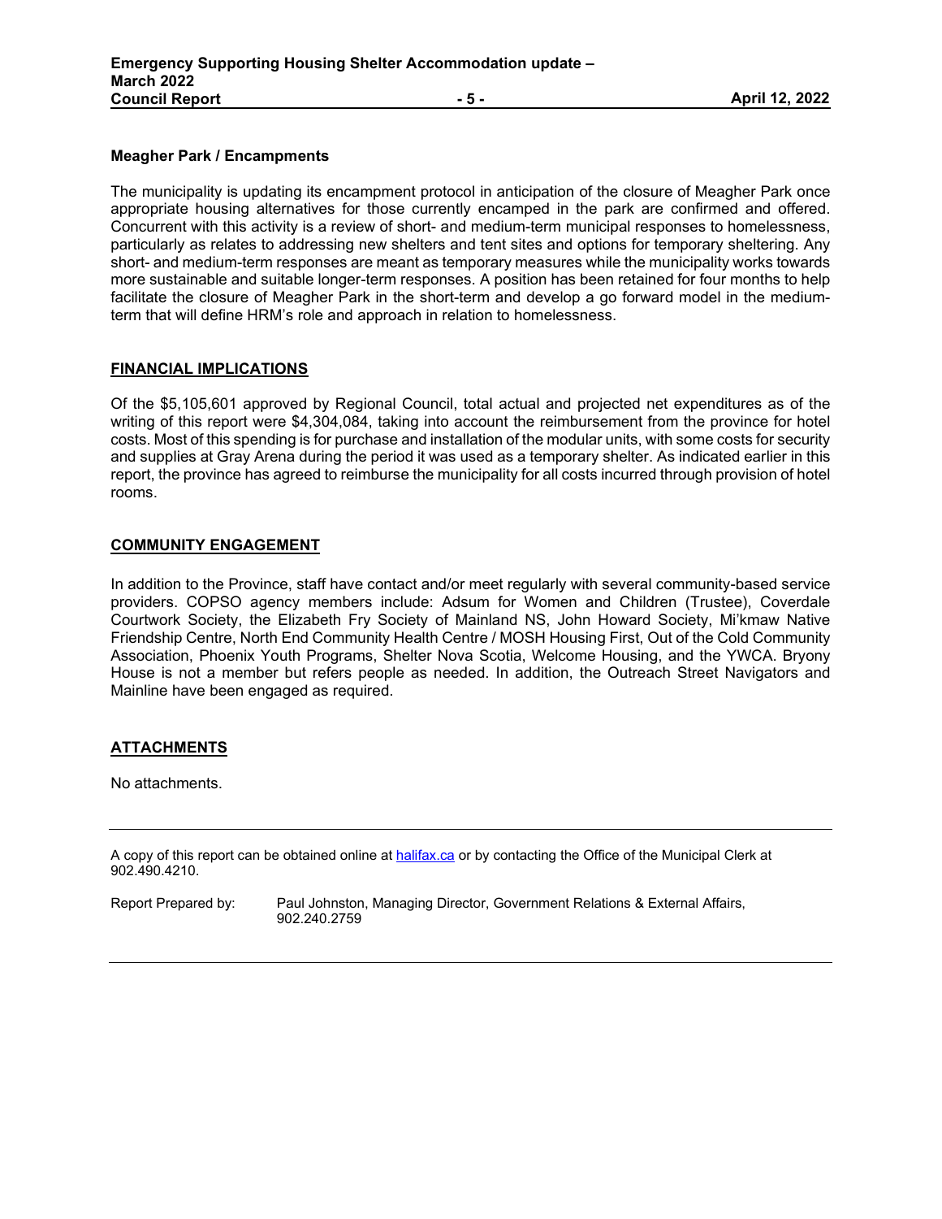### Meagher Park / Encampments

The municipality is updating its encampment protocol in anticipation of the closure of Meagher Park once appropriate housing alternatives for those currently encamped in the park are confirmed and offered. Concurrent with this activity is a review of short- and medium-term municipal responses to homelessness, particularly as relates to addressing new shelters and tent sites and options for temporary sheltering. Any short- and medium-term responses are meant as temporary measures while the municipality works towards more sustainable and suitable longer-term responses. A position has been retained for four months to help facilitate the closure of Meagher Park in the short-term and develop a go forward model in the medium-term that will define HRM's role and approach in relation to homelessness.

## FINANCIAL IMPLICATIONS

Of the $5,105,601 approved by Regional Council, total actual and projected net expenditures as of the writing of this report were $4,304,084, taking into account the reimbursement from the province for hotel costs. Most of this spending is for purchase and installation of the modular units, with some costs for security and supplies at Gray Arena during the period it was used as a temporary shelter. As indicated earlier in this report, the province has agreed to reimburse the municipality for all costs incurred through provision of hotel rooms.

## COMMUNITY ENGAGEMENT

In addition to the Province, staff have contact and/or meet regularly with several community-based service providers. COPSO agency members include: Adsum for Women and Children (Trustee), Coverdale Courtwork Society, the Elizabeth Fry Society of Mainland NS, John Howard Society, Mi'kmaw Native Friendship Centre, North End Community Health Centre / MOSH Housing First, Out of the Cold Community Association, Phoenix Youth Programs, Shelter Nova Scotia, Welcome Housing, and the YWCA. Bryony House is not a member but refers people as needed. In addition, the Outreach Street Navigators and Mainline have been engaged as required.

## ATTACHMENTS

No attachments.

---

A copy of this report can be obtained online at [halifax.ca](halifax.ca) or by contacting the Office of the Municipal Clerk at 902.490.4210.

Report Prepared by: Paul Johnston, Managing Director, Government Relations & External Affairs, 902.240.2759

---